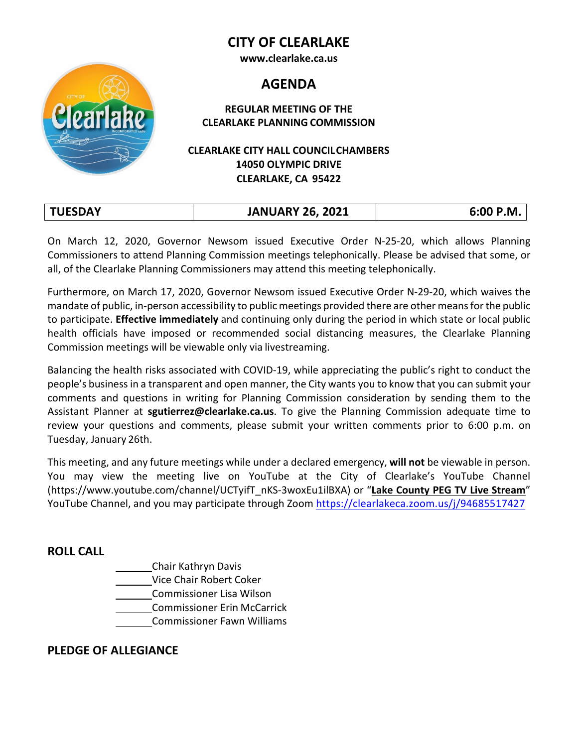# CITY OF CLEARLAKE

**www.clearlake.ca.us**

## AGENDA

**REGULAR MEETING OF THE CLEARLAKE PLANNING COMMISSION**

**CLEARLAKE CITY HALL COUNCIL CHAMBERS**
**14050 OLYMPIC DRIVE**
**CLEARLAKE, CA 95422**

| TUESDAY | JANUARY 26, 2021 | 6:00 P.M. |
|---|---|---|

On March 12, 2020, Governor Newsom issued Executive Order N-25-20, which allows Planning Commissioners to attend Planning Commission meetings telephonically. Please be advised that some, or all, of the Clearlake Planning Commissioners may attend this meeting telephonically.

Furthermore, on March 17, 2020, Governor Newsom issued Executive Order N-29-20, which waives the mandate of public, in-person accessibility to public meetings provided there are other means for the public to participate. **Effective immediately** and continuing only during the period in which state or local public health officials have imposed or recommended social distancing measures, the Clearlake Planning Commission meetings will be viewable only via livestreaming.

Balancing the health risks associated with COVID-19, while appreciating the public's right to conduct the people's business in a transparent and open manner, the City wants you to know that you can submit your comments and questions in writing for Planning Commission consideration by sending them to the Assistant Planner at **sgutierrez@clearlake.ca.us**. To give the Planning Commission adequate time to review your questions and comments, please submit your written comments prior to 6:00 p.m. on Tuesday, January 26th.

This meeting, and any future meetings while under a declared emergency, **will not** be viewable in person. You may view the meeting live on YouTube at the City of Clearlake's YouTube Channel (https://www.youtube.com/channel/UCTyifT_nKS-3woxEu1ilBXA) or "**Lake County PEG TV Live Stream**" YouTube Channel, and you may participate through Zoom https://clearlakeca.zoom.us/j/94685517427

## ROLL CALL

_______Chair Kathryn Davis
_______Vice Chair Robert Coker
_______Commissioner Lisa Wilson
_______Commissioner Erin McCarrick
_______Commissioner Fawn Williams

## PLEDGE OF ALLEGIANCE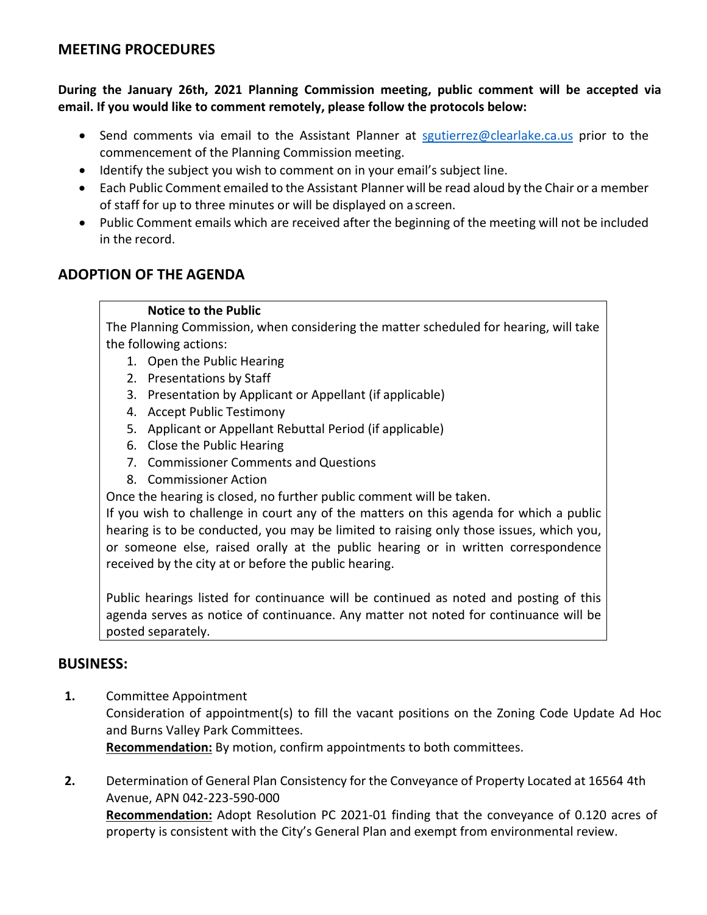## MEETING PROCEDURES

**During the January 26th, 2021 Planning Commission meeting, public comment will be accepted via email. If you would like to comment remotely, please follow the protocols below:**

- Send comments via email to the Assistant Planner at sgutierrez@clearlake.ca.us prior to the commencement of the Planning Commission meeting.
- Identify the subject you wish to comment on in your email's subject line.
- Each Public Comment emailed to the Assistant Planner will be read aloud by the Chair or a member of staff for up to three minutes or will be displayed on a screen.
- Public Comment emails which are received after the beginning of the meeting will not be included in the record.

## ADOPTION OF THE AGENDA

**Notice to the Public**

The Planning Commission, when considering the matter scheduled for hearing, will take the following actions:

1. Open the Public Hearing
2. Presentations by Staff
3. Presentation by Applicant or Appellant (if applicable)
4. Accept Public Testimony
5. Applicant or Appellant Rebuttal Period (if applicable)
6. Close the Public Hearing
7. Commissioner Comments and Questions
8. Commissioner Action

Once the hearing is closed, no further public comment will be taken.

If you wish to challenge in court any of the matters on this agenda for which a public hearing is to be conducted, you may be limited to raising only those issues, which you, or someone else, raised orally at the public hearing or in written correspondence received by the city at or before the public hearing.

Public hearings listed for continuance will be continued as noted and posting of this agenda serves as notice of continuance. Any matter not noted for continuance will be posted separately.

## BUSINESS:

1. Committee Appointment
   Consideration of appointment(s) to fill the vacant positions on the Zoning Code Update Ad Hoc and Burns Valley Park Committees.
   **Recommendation:** By motion, confirm appointments to both committees.

2. Determination of General Plan Consistency for the Conveyance of Property Located at 16564 4th Avenue, APN 042-223-590-000
   **Recommendation:** Adopt Resolution PC 2021-01 finding that the conveyance of 0.120 acres of property is consistent with the City's General Plan and exempt from environmental review.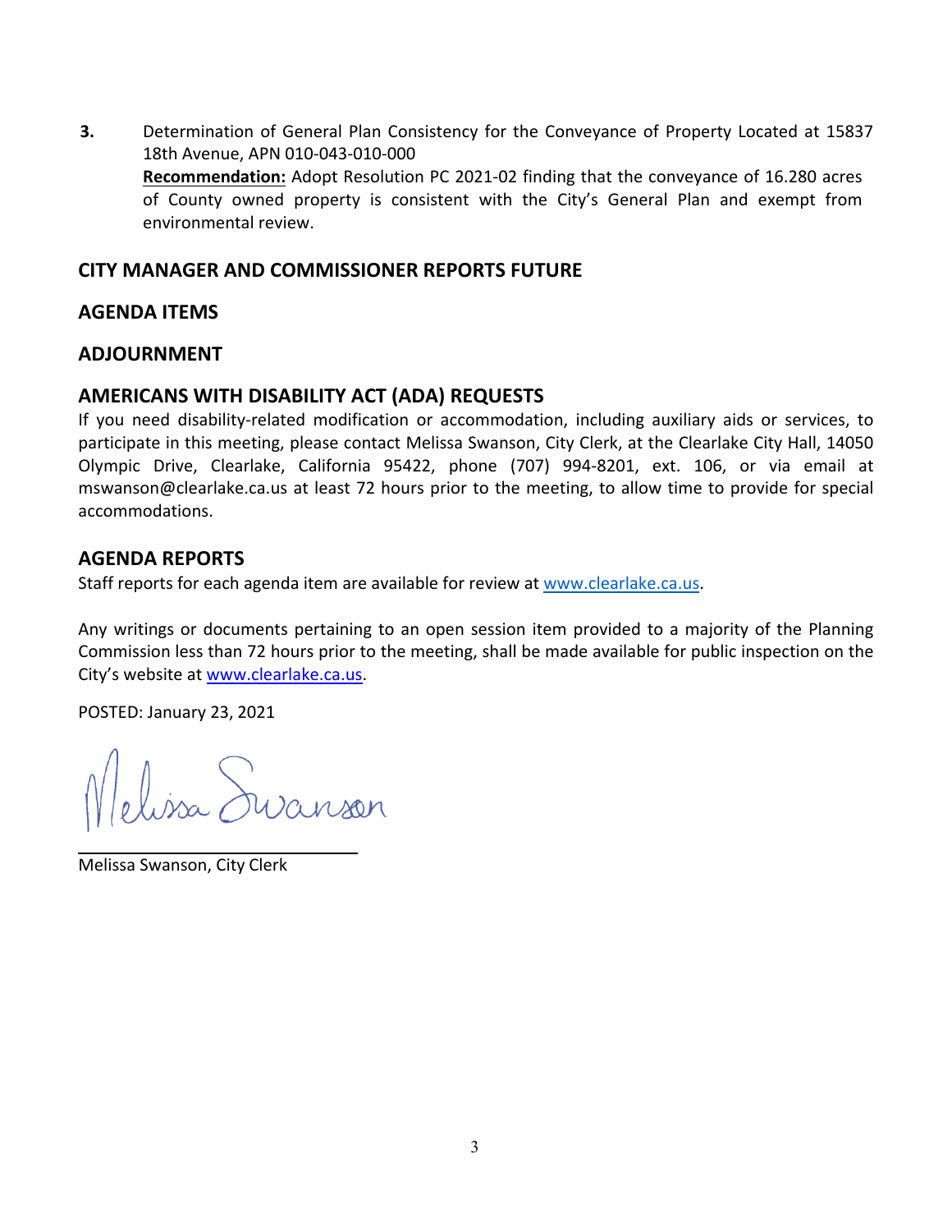**3.** Determination of General Plan Consistency for the Conveyance of Property Located at 15837 18th Avenue, APN 010-043-010-000

**Recommendation:** Adopt Resolution PC 2021-02 finding that the conveyance of 16.280 acres of County owned property is consistent with the City's General Plan and exempt from environmental review.

## CITY MANAGER AND COMMISSIONER REPORTS FUTURE

## AGENDA ITEMS

## ADJOURNMENT

## AMERICANS WITH DISABILITY ACT (ADA) REQUESTS

If you need disability-related modification or accommodation, including auxiliary aids or services, to participate in this meeting, please contact Melissa Swanson, City Clerk, at the Clearlake City Hall, 14050 Olympic Drive, Clearlake, California 95422, phone (707) 994-8201, ext. 106, or via email at mswanson@clearlake.ca.us at least 72 hours prior to the meeting, to allow time to provide for special accommodations.

## AGENDA REPORTS

Staff reports for each agenda item are available for review at www.clearlake.ca.us.

Any writings or documents pertaining to an open session item provided to a majority of the Planning Commission less than 72 hours prior to the meeting, shall be made available for public inspection on the City's website at www.clearlake.ca.us.

POSTED: January 23, 2021

Melissa Swanson

Melissa Swanson, City Clerk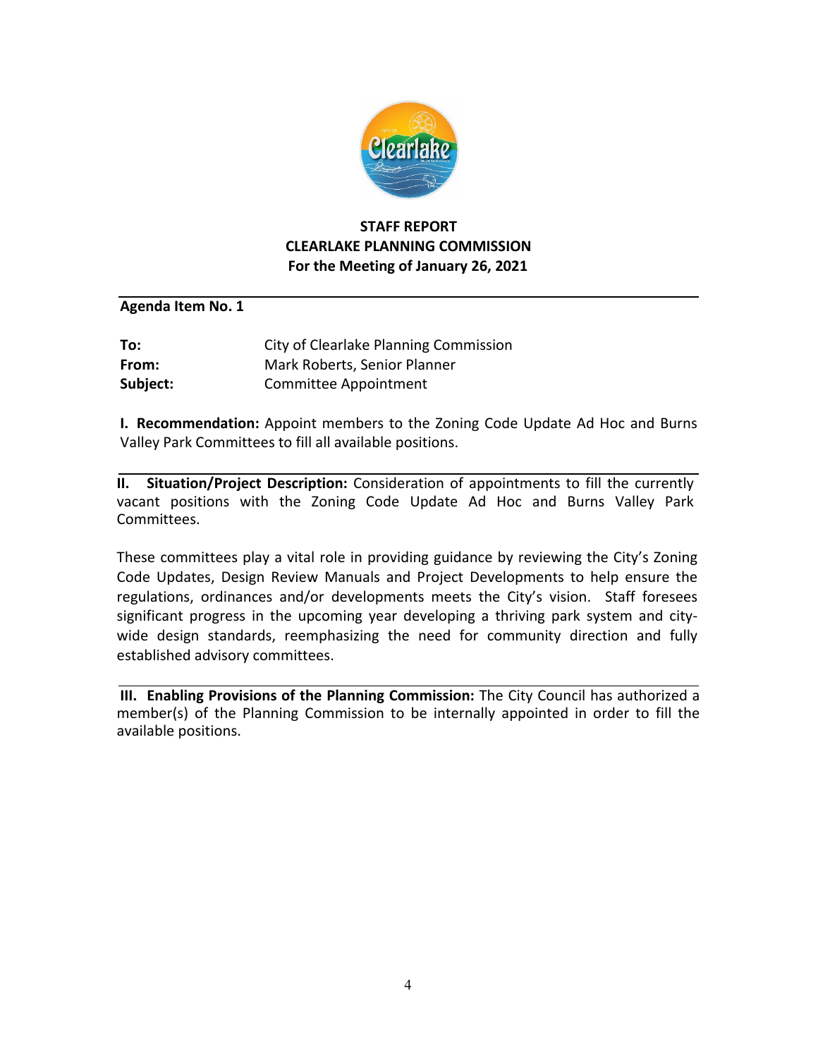**STAFF REPORT**
**CLEARLAKE PLANNING COMMISSION**
**For the Meeting of January 26, 2021**

**Agenda Item No. 1**

**To:** City of Clearlake Planning Commission
**From:** Mark Roberts, Senior Planner
**Subject:** Committee Appointment

**I. Recommendation:** Appoint members to the Zoning Code Update Ad Hoc and Burns Valley Park Committees to fill all available positions.

**II. Situation/Project Description:** Consideration of appointments to fill the currently vacant positions with the Zoning Code Update Ad Hoc and Burns Valley Park Committees.

These committees play a vital role in providing guidance by reviewing the City's Zoning Code Updates, Design Review Manuals and Project Developments to help ensure the regulations, ordinances and/or developments meets the City's vision. Staff foresees significant progress in the upcoming year developing a thriving park system and city-wide design standards, reemphasizing the need for community direction and fully established advisory committees.

**III. Enabling Provisions of the Planning Commission:** The City Council has authorized a member(s) of the Planning Commission to be internally appointed in order to fill the available positions.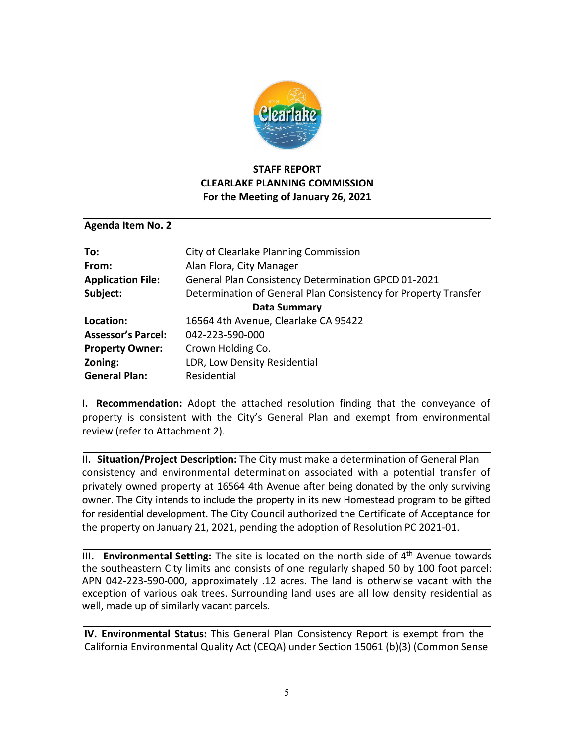**STAFF REPORT**
**CLEARLAKE PLANNING COMMISSION**
**For the Meeting of January 26, 2021**

**Agenda Item No. 2**

| | |
|---|---|
| **To:** | City of Clearlake Planning Commission |
| **From:** | Alan Flora, City Manager |
| **Application File:** | General Plan Consistency Determination GPCD 01-2021 |
| **Subject:** | Determination of General Plan Consistency for Property Transfer |
| | **Data Summary** |
| **Location:** | 16564 4th Avenue, Clearlake CA 95422 |
| **Assessor's Parcel:** | 042-223-590-000 |
| **Property Owner:** | Crown Holding Co. |
| **Zoning:** | LDR, Low Density Residential |
| **General Plan:** | Residential |

**I. Recommendation:** Adopt the attached resolution finding that the conveyance of property is consistent with the City's General Plan and exempt from environmental review (refer to Attachment 2).

**II. Situation/Project Description:** The City must make a determination of General Plan consistency and environmental determination associated with a potential transfer of privately owned property at 16564 4th Avenue after being donated by the only surviving owner. The City intends to include the property in its new Homestead program to be gifted for residential development. The City Council authorized the Certificate of Acceptance for the property on January 21, 2021, pending the adoption of Resolution PC 2021-01.

**III. Environmental Setting:** The site is located on the north side of 4th Avenue towards the southeastern City limits and consists of one regularly shaped 50 by 100 foot parcel: APN 042-223-590-000, approximately .12 acres. The land is otherwise vacant with the exception of various oak trees. Surrounding land uses are all low density residential as well, made up of similarly vacant parcels.

**IV. Environmental Status:** This General Plan Consistency Report is exempt from the California Environmental Quality Act (CEQA) under Section 15061 (b)(3) (Common Sense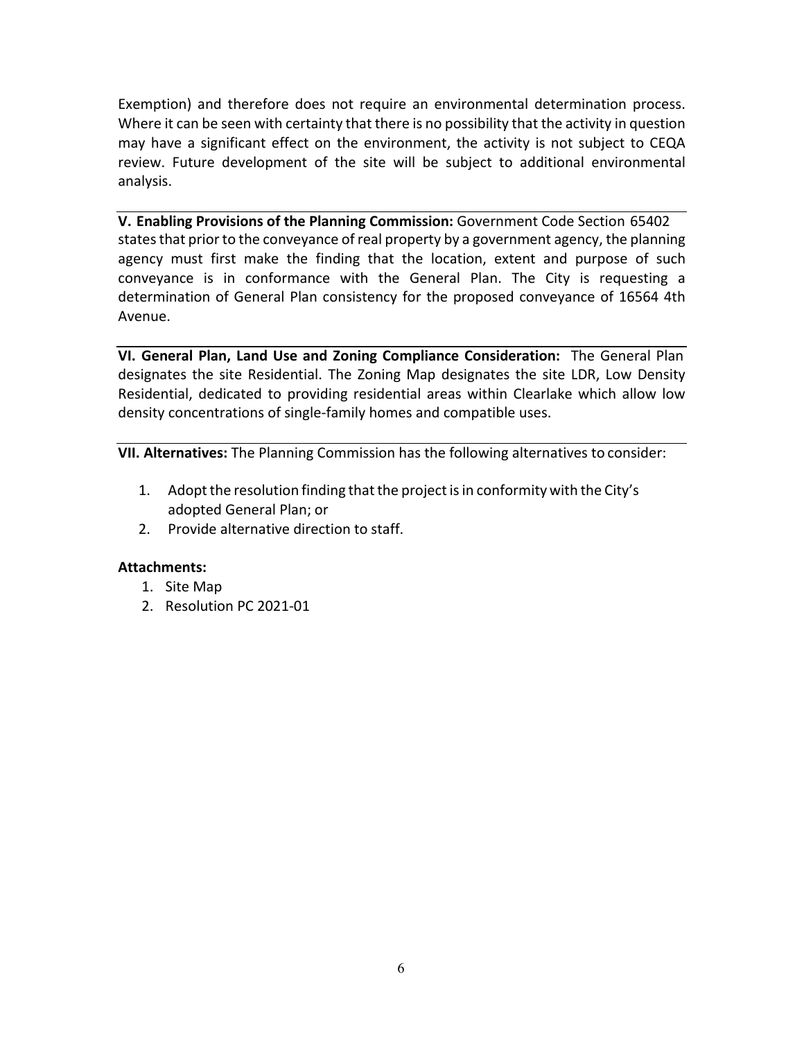Exemption) and therefore does not require an environmental determination process. Where it can be seen with certainty that there is no possibility that the activity in question may have a significant effect on the environment, the activity is not subject to CEQA review. Future development of the site will be subject to additional environmental analysis.

**V. Enabling Provisions of the Planning Commission:** Government Code Section 65402 states that prior to the conveyance of real property by a government agency, the planning agency must first make the finding that the location, extent and purpose of such conveyance is in conformance with the General Plan. The City is requesting a determination of General Plan consistency for the proposed conveyance of 16564 4th Avenue.

**VI. General Plan, Land Use and Zoning Compliance Consideration:** The General Plan designates the site Residential. The Zoning Map designates the site LDR, Low Density Residential, dedicated to providing residential areas within Clearlake which allow low density concentrations of single-family homes and compatible uses.

**VII. Alternatives:** The Planning Commission has the following alternatives to consider:

1. Adopt the resolution finding that the project is in conformity with the City's adopted General Plan; or
2. Provide alternative direction to staff.

**Attachments:**

1. Site Map
2. Resolution PC 2021-01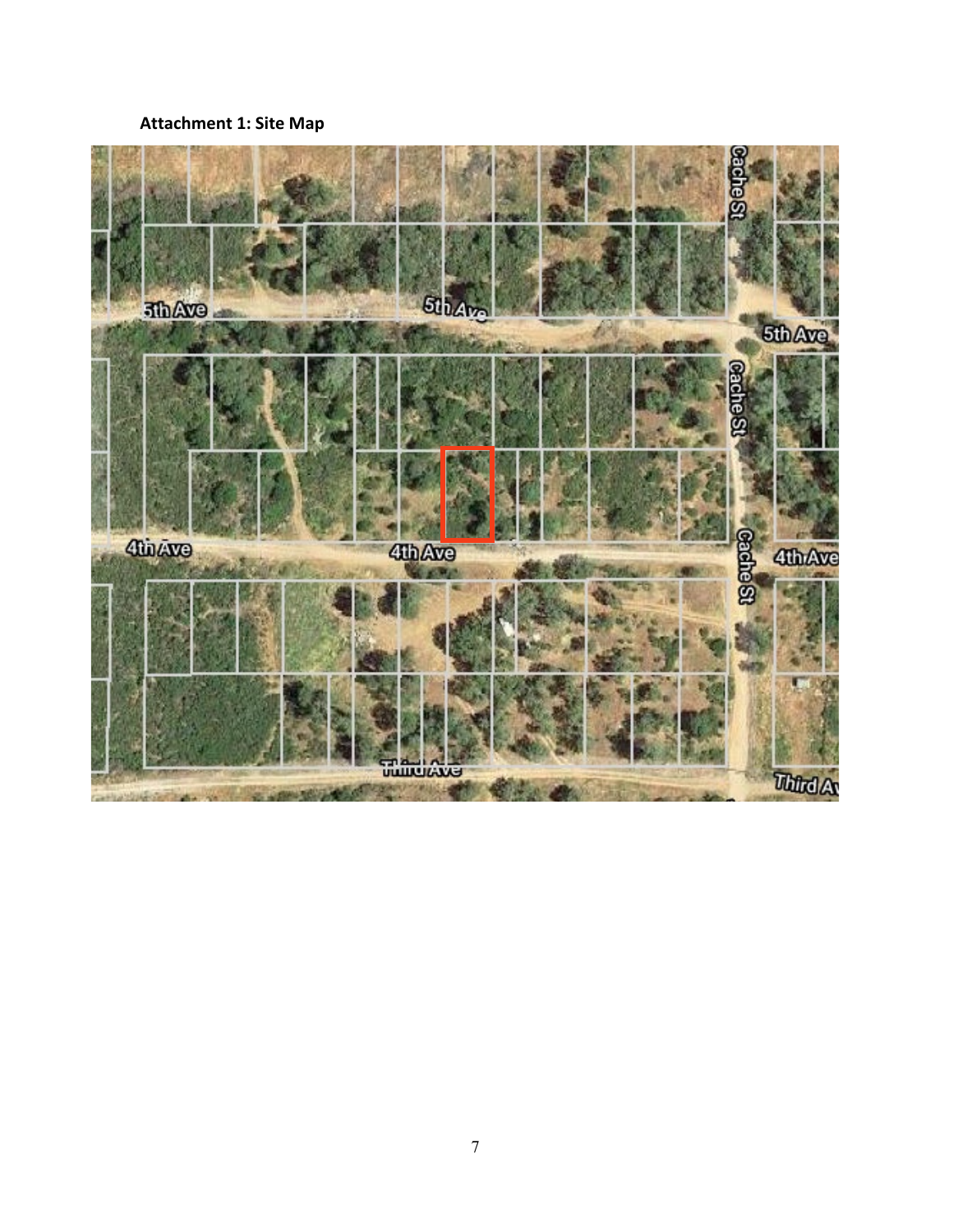**Attachment 1: Site Map**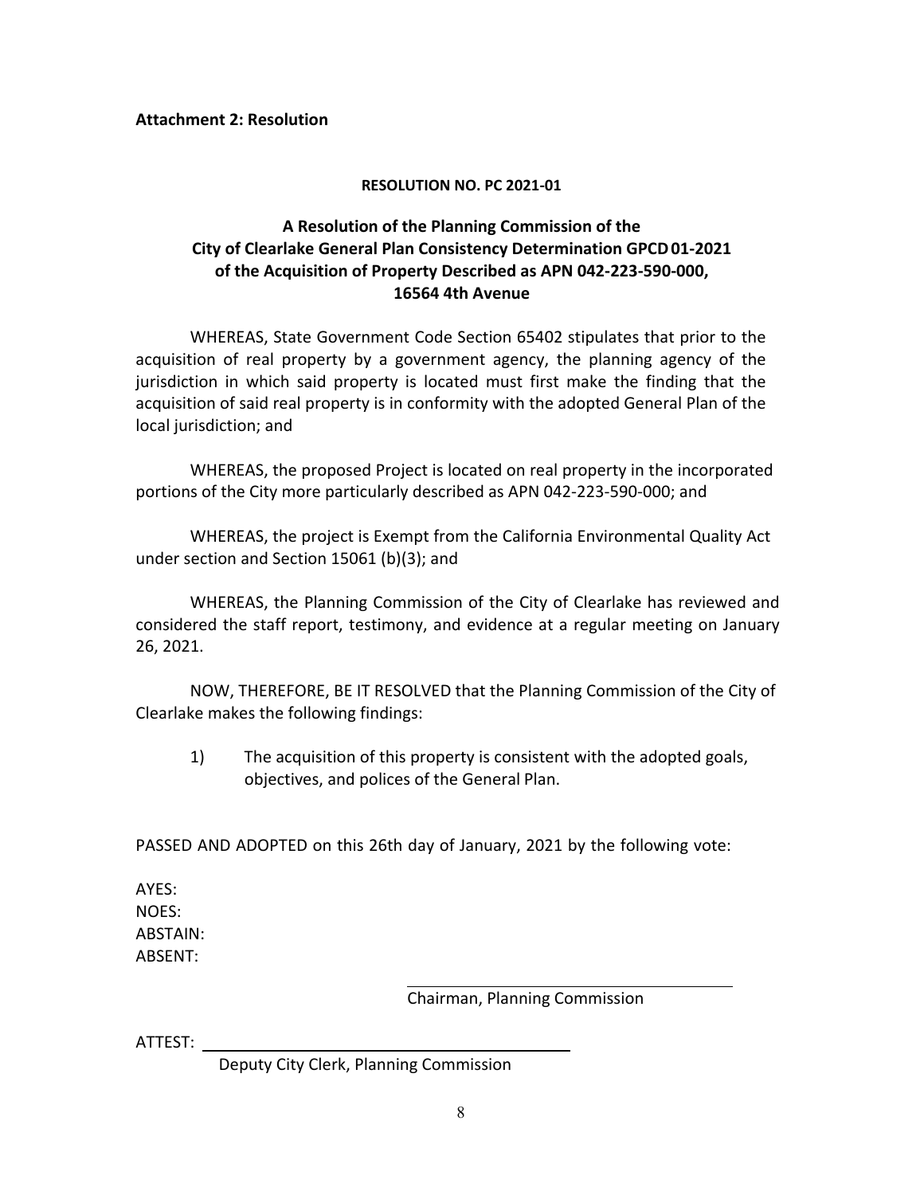**Attachment 2: Resolution**

**RESOLUTION NO. PC 2021-01**

**A Resolution of the Planning Commission of the City of Clearlake General Plan Consistency Determination GPCD 01-2021 of the Acquisition of Property Described as APN 042-223-590-000, 16564 4th Avenue**

WHEREAS, State Government Code Section 65402 stipulates that prior to the acquisition of real property by a government agency, the planning agency of the jurisdiction in which said property is located must first make the finding that the acquisition of said real property is in conformity with the adopted General Plan of the local jurisdiction; and

WHEREAS, the proposed Project is located on real property in the incorporated portions of the City more particularly described as APN 042-223-590-000; and

WHEREAS, the project is Exempt from the California Environmental Quality Act under section and Section 15061 (b)(3); and

WHEREAS, the Planning Commission of the City of Clearlake has reviewed and considered the staff report, testimony, and evidence at a regular meeting on January 26, 2021.

NOW, THEREFORE, BE IT RESOLVED that the Planning Commission of the City of Clearlake makes the following findings:

1) The acquisition of this property is consistent with the adopted goals, objectives, and polices of the General Plan.

PASSED AND ADOPTED on this 26th day of January, 2021 by the following vote:

AYES:
NOES:
ABSTAIN:
ABSENT:

\_\_\_\_\_\_\_\_\_\_\_\_\_\_\_\_\_\_\_\_\_\_\_\_\_\_\_\_\_\_\_\_\_\_\_\_
Chairman, Planning Commission

ATTEST: \_\_\_\_\_\_\_\_\_\_\_\_\_\_\_\_\_\_\_\_\_\_\_\_\_\_\_\_\_\_\_\_\_\_\_\_
Deputy City Clerk, Planning Commission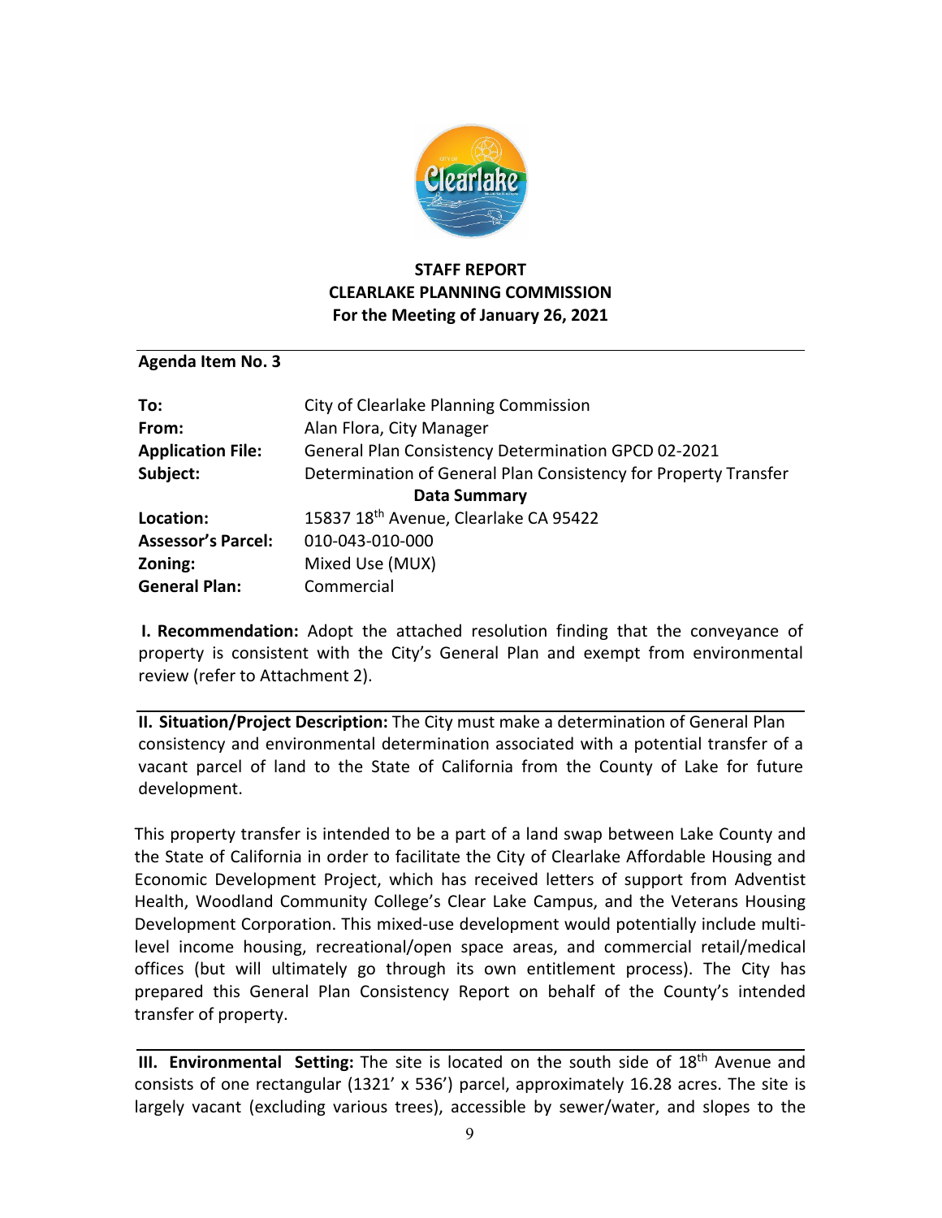**STAFF REPORT**
**CLEARLAKE PLANNING COMMISSION**
**For the Meeting of January 26, 2021**

**Agenda Item No. 3**

| | |
|---|---|
| **To:** | City of Clearlake Planning Commission |
| **From:** | Alan Flora, City Manager |
| **Application File:** | General Plan Consistency Determination GPCD 02-2021 |
| **Subject:** | Determination of General Plan Consistency for Property Transfer |

**Data Summary**

| | |
|---|---|
| **Location:** | 15837 18th Avenue, Clearlake CA 95422 |
| **Assessor's Parcel:** | 010-043-010-000 |
| **Zoning:** | Mixed Use (MUX) |
| **General Plan:** | Commercial |

**I. Recommendation:** Adopt the attached resolution finding that the conveyance of property is consistent with the City's General Plan and exempt from environmental review (refer to Attachment 2).

**II. Situation/Project Description:** The City must make a determination of General Plan consistency and environmental determination associated with a potential transfer of a vacant parcel of land to the State of California from the County of Lake for future development.

This property transfer is intended to be a part of a land swap between Lake County and the State of California in order to facilitate the City of Clearlake Affordable Housing and Economic Development Project, which has received letters of support from Adventist Health, Woodland Community College's Clear Lake Campus, and the Veterans Housing Development Corporation. This mixed-use development would potentially include multi-level income housing, recreational/open space areas, and commercial retail/medical offices (but will ultimately go through its own entitlement process). The City has prepared this General Plan Consistency Report on behalf of the County's intended transfer of property.

**III. Environmental Setting:** The site is located on the south side of 18th Avenue and consists of one rectangular (1321' x 536') parcel, approximately 16.28 acres. The site is largely vacant (excluding various trees), accessible by sewer/water, and slopes to the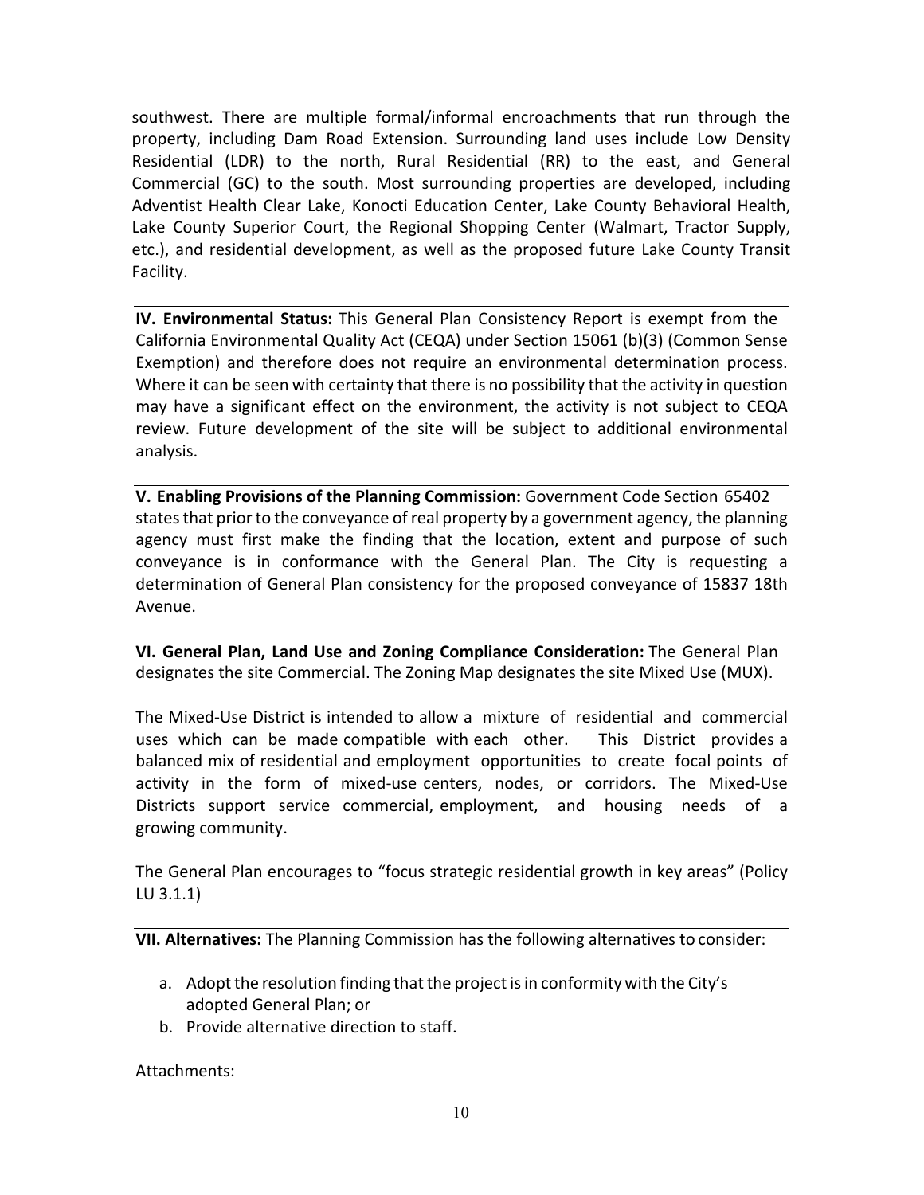southwest. There are multiple formal/informal encroachments that run through the property, including Dam Road Extension. Surrounding land uses include Low Density Residential (LDR) to the north, Rural Residential (RR) to the east, and General Commercial (GC) to the south. Most surrounding properties are developed, including Adventist Health Clear Lake, Konocti Education Center, Lake County Behavioral Health, Lake County Superior Court, the Regional Shopping Center (Walmart, Tractor Supply, etc.), and residential development, as well as the proposed future Lake County Transit Facility.

**IV. Environmental Status:** This General Plan Consistency Report is exempt from the California Environmental Quality Act (CEQA) under Section 15061 (b)(3) (Common Sense Exemption) and therefore does not require an environmental determination process. Where it can be seen with certainty that there is no possibility that the activity in question may have a significant effect on the environment, the activity is not subject to CEQA review. Future development of the site will be subject to additional environmental analysis.

**V. Enabling Provisions of the Planning Commission:** Government Code Section 65402 states that prior to the conveyance of real property by a government agency, the planning agency must first make the finding that the location, extent and purpose of such conveyance is in conformance with the General Plan. The City is requesting a determination of General Plan consistency for the proposed conveyance of 15837 18th Avenue.

**VI. General Plan, Land Use and Zoning Compliance Consideration:** The General Plan designates the site Commercial. The Zoning Map designates the site Mixed Use (MUX).

The Mixed-Use District is intended to allow a mixture of residential and commercial uses which can be made compatible with each other. This District provides a balanced mix of residential and employment opportunities to create focal points of activity in the form of mixed-use centers, nodes, or corridors. The Mixed-Use Districts support service commercial, employment, and housing needs of a growing community.

The General Plan encourages to "focus strategic residential growth in key areas" (Policy LU 3.1.1)

**VII. Alternatives:** The Planning Commission has the following alternatives to consider:

a. Adopt the resolution finding that the project is in conformity with the City's adopted General Plan; or
b. Provide alternative direction to staff.

Attachments: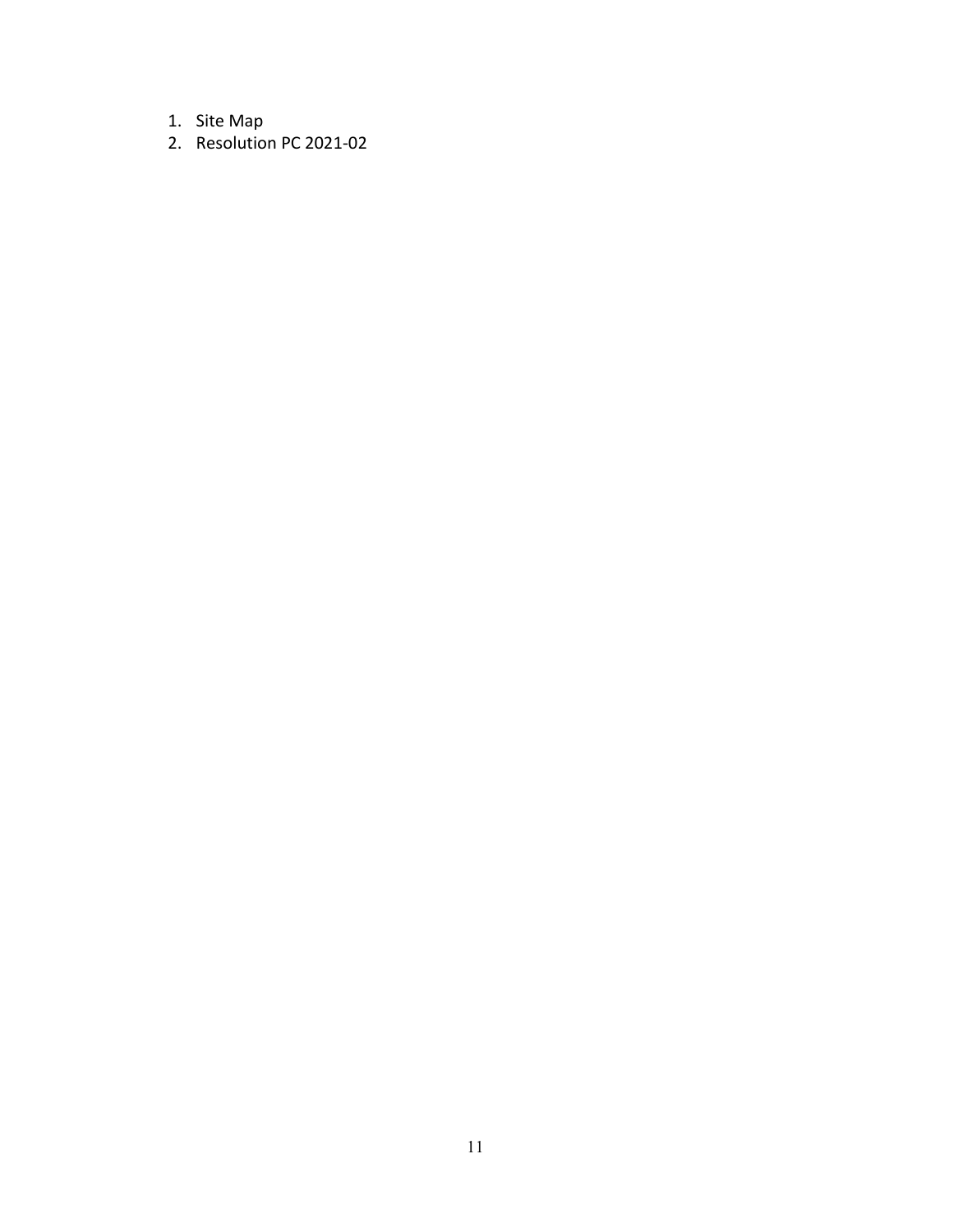1. Site Map
2. Resolution PC 2021-02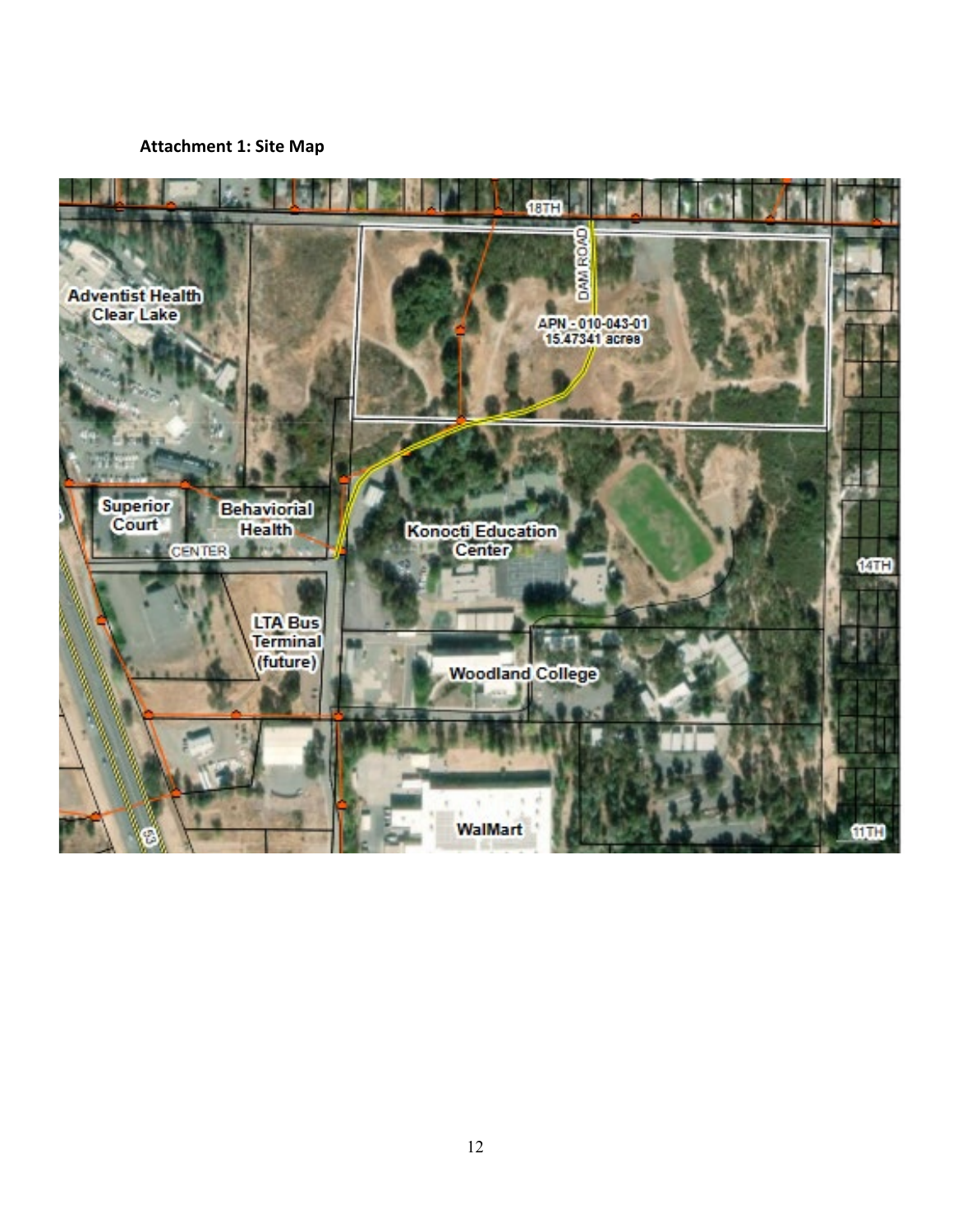**Attachment 1: Site Map**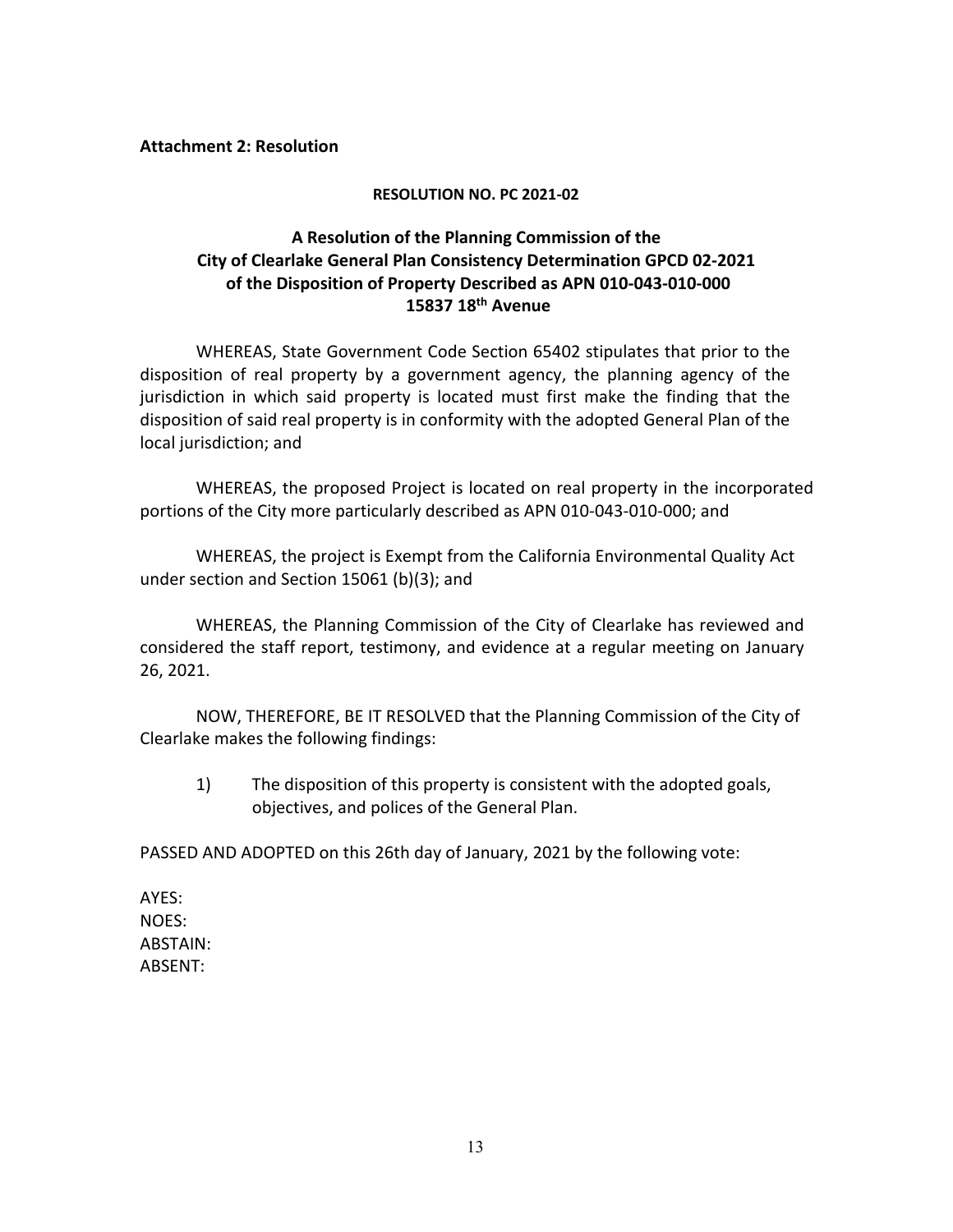**Attachment 2: Resolution**

**RESOLUTION NO. PC 2021-02**

**A Resolution of the Planning Commission of the City of Clearlake General Plan Consistency Determination GPCD 02-2021 of the Disposition of Property Described as APN 010-043-010-000 15837 18th Avenue**

WHEREAS, State Government Code Section 65402 stipulates that prior to the disposition of real property by a government agency, the planning agency of the jurisdiction in which said property is located must first make the finding that the disposition of said real property is in conformity with the adopted General Plan of the local jurisdiction; and

WHEREAS, the proposed Project is located on real property in the incorporated portions of the City more particularly described as APN 010-043-010-000; and

WHEREAS, the project is Exempt from the California Environmental Quality Act under section and Section 15061 (b)(3); and

WHEREAS, the Planning Commission of the City of Clearlake has reviewed and considered the staff report, testimony, and evidence at a regular meeting on January 26, 2021.

NOW, THEREFORE, BE IT RESOLVED that the Planning Commission of the City of Clearlake makes the following findings:

1) The disposition of this property is consistent with the adopted goals, objectives, and polices of the General Plan.

PASSED AND ADOPTED on this 26th day of January, 2021 by the following vote:

AYES:
NOES:
ABSTAIN:
ABSENT: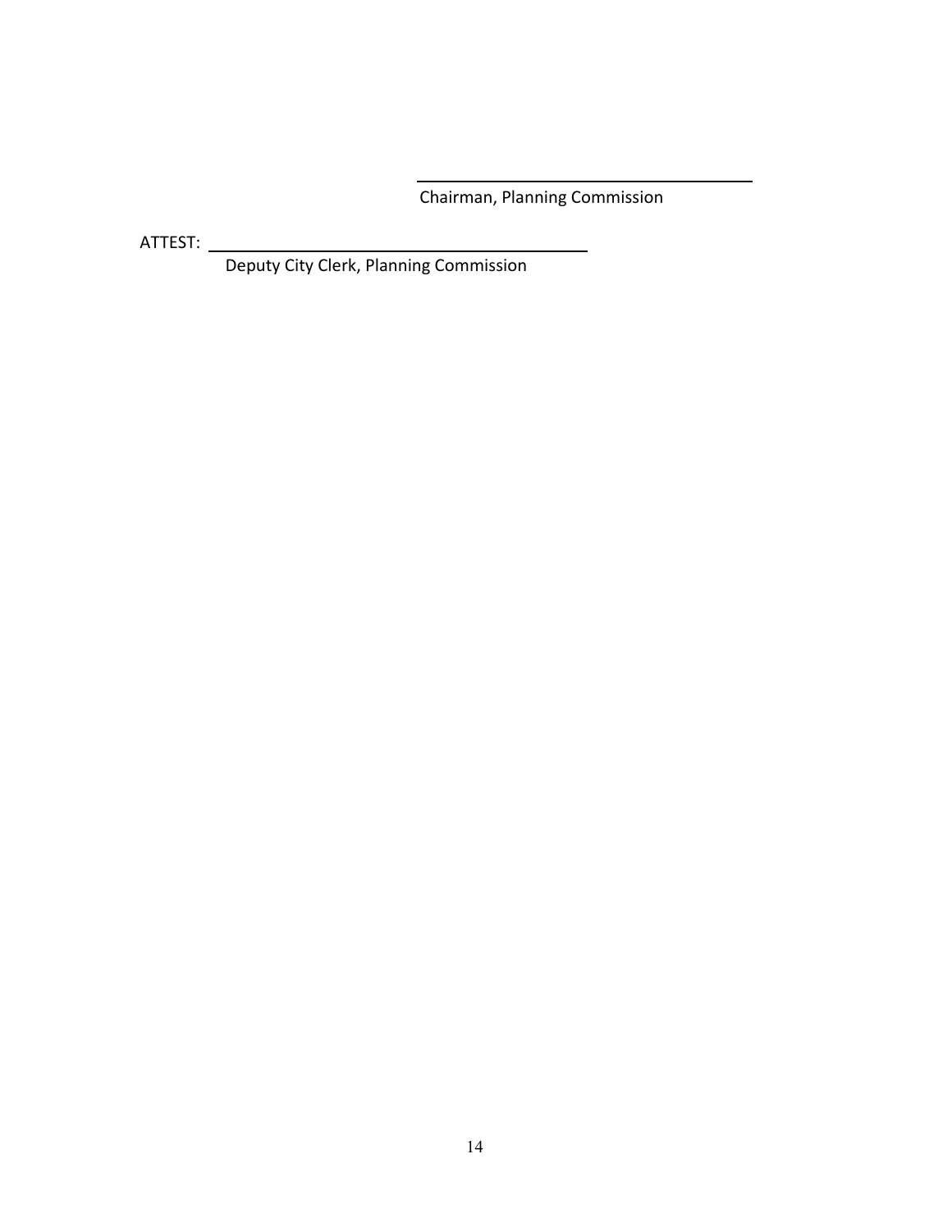\_\_\_\_\_\_\_\_\_\_\_\_\_\_\_\_\_\_\_\_\_\_\_\_\_\_\_\_\_\_\_\_\_\_\_\_
Chairman, Planning Commission

ATTEST: \_\_\_\_\_\_\_\_\_\_\_\_\_\_\_\_\_\_\_\_\_\_\_\_\_\_\_\_\_\_\_\_\_\_\_\_
Deputy City Clerk, Planning Commission